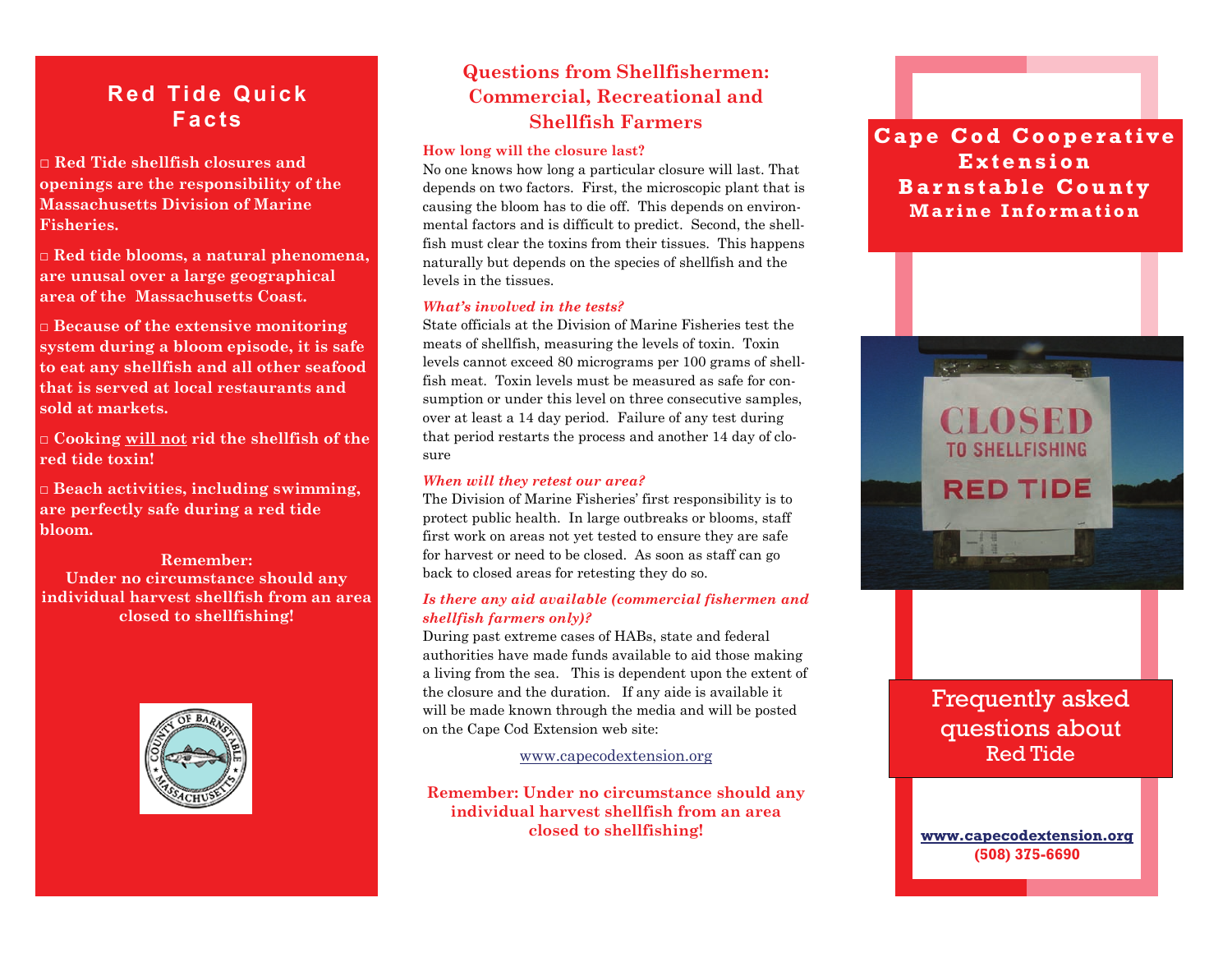## Red Tide Quick Facts

□ **Red Tide shellfish closures and openings are the responsibility of the Massachusetts Division of Marine Fisheries.**

□ **Red tide blooms, a natural phenomena, are unusal over a large geographical area of the Massachusetts Coast.**

□ **Because of the extensive monitoring system during a bloom episode, it is safe to eat any shellfish and all other seafood that is served at local restaurants and sold at markets.**

□ **Cooking will not rid the shellfish of the red tide toxin!**

□ **Beach activities, including swimming, are perfectly safe during a red tide bloom.**

**Remember:**
**Under no circumstance should any individual harvest shellfish from an area closed to shellfishing!**

## Questions from Shellfishermen: Commercial, Recreational and Shellfish Farmers

**How long will the closure last?**

No one knows how long a particular closure will last. That depends on two factors. First, the microscopic plant that is causing the bloom has to die off. This depends on environmental factors and is difficult to predict. Second, the shellfish must clear the toxins from their tissues. This happens naturally but depends on the species of shellfish and the levels in the tissues.

***What's involved in the tests?***

State officials at the Division of Marine Fisheries test the meats of shellfish, measuring the levels of toxin. Toxin levels cannot exceed 80 micrograms per 100 grams of shellfish meat. Toxin levels must be measured as safe for consumption or under this level on three consecutive samples, over at least a 14 day period. Failure of any test during that period restarts the process and another 14 day of closure

***When will they retest our area?***

The Division of Marine Fisheries' first responsibility is to protect public health. In large outbreaks or blooms, staff first work on areas not yet tested to ensure they are safe for harvest or need to be closed. As soon as staff can go back to closed areas for retesting they do so.

***Is there any aid available (commercial fishermen and shellfish farmers only)?***

During past extreme cases of HABs, state and federal authorities have made funds available to aid those making a living from the sea. This is dependent upon the extent of the closure and the duration. If any aide is available it will be made known through the media and will be posted on the Cape Cod Extension web site:

www.capecodextension.org

**Remember: Under no circumstance should any individual harvest shellfish from an area closed to shellfishing!**

# Cape Cod Cooperative Extension Barnstable County

**Marine Information**

## Frequently asked questions about Red Tide

**www.capecodextension.org**
**(508) 375-6690**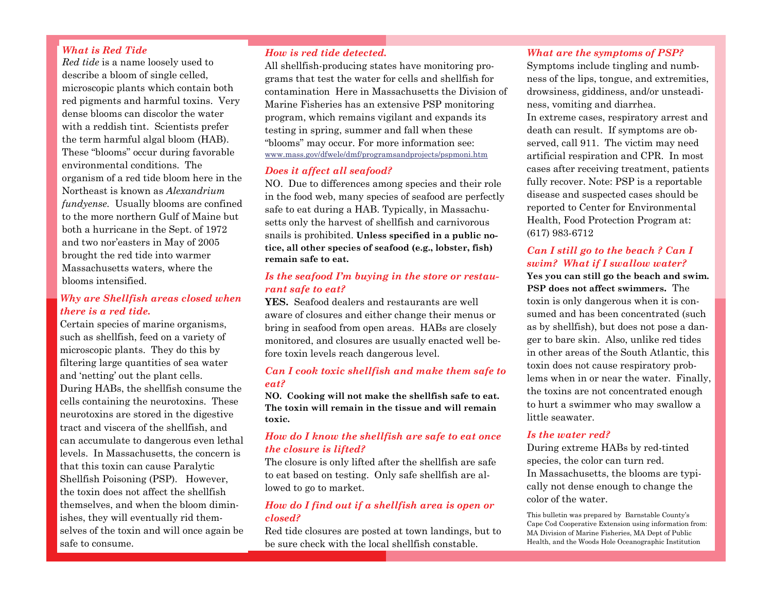### *What is Red Tide*

*Red tide* is a name loosely used to describe a bloom of single celled, microscopic plants which contain both red pigments and harmful toxins. Very dense blooms can discolor the water with a reddish tint. Scientists prefer the term harmful algal bloom (HAB). These "blooms" occur during favorable environmental conditions. The organism of a red tide bloom here in the Northeast is known as *Alexandrium fundyense*. Usually blooms are confined to the more northern Gulf of Maine but both a hurricane in the Sept. of 1972 and two nor'easters in May of 2005 brought the red tide into warmer Massachusetts waters, where the blooms intensified.

### *Why are Shellfish areas closed when there is a red tide.*

Certain species of marine organisms, such as shellfish, feed on a variety of microscopic plants. They do this by filtering large quantities of sea water and 'netting' out the plant cells. During HABs, the shellfish consume the cells containing the neurotoxins. These neurotoxins are stored in the digestive tract and viscera of the shellfish, and can accumulate to dangerous even lethal levels. In Massachusetts, the concern is that this toxin can cause Paralytic Shellfish Poisoning (PSP). However, the toxin does not affect the shellfish themselves, and when the bloom diminishes, they will eventually rid themselves of the toxin and will once again be safe to consume.

### *How is red tide detected.*

All shellfish-producing states have monitoring programs that test the water for cells and shellfish for contamination Here in Massachusetts the Division of Marine Fisheries has an extensive PSP monitoring program, which remains vigilant and expands its testing in spring, summer and fall when these "blooms" may occur. For more information see: www.mass.gov/dfwele/dmf/programsandprojects/pspmoni.htm

### *Does it affect all seafood?*

NO. Due to differences among species and their role in the food web, many species of seafood are perfectly safe to eat during a HAB. Typically, in Massachusetts only the harvest of shellfish and carnivorous snails is prohibited. **Unless specified in a public notice, all other species of seafood (e.g., lobster, fish) remain safe to eat.**

### *Is the seafood I'm buying in the store or restaurant safe to eat?*

**YES.** Seafood dealers and restaurants are well aware of closures and either change their menus or bring in seafood from open areas. HABs are closely monitored, and closures are usually enacted well before toxin levels reach dangerous level.

### *Can I cook toxic shellfish and make them safe to eat?*

**NO. Cooking will not make the shellfish safe to eat. The toxin will remain in the tissue and will remain toxic.**

### *How do I know the shellfish are safe to eat once the closure is lifted?*

The closure is only lifted after the shellfish are safe to eat based on testing. Only safe shellfish are allowed to go to market.

### *How do I find out if a shellfish area is open or closed?*

Red tide closures are posted at town landings, but to be sure check with the local shellfish constable.

### *What are the symptoms of PSP?*

Symptoms include tingling and numbness of the lips, tongue, and extremities, drowsiness, giddiness, and/or unsteadiness, vomiting and diarrhea.

In extreme cases, respiratory arrest and death can result. If symptoms are observed, call 911. The victim may need artificial respiration and CPR. In most cases after receiving treatment, patients fully recover. Note: PSP is a reportable disease and suspected cases should be reported to Center for Environmental Health, Food Protection Program at: (617) 983-6712

### *Can I still go to the beach ? Can I swim? What if I swallow water?*

**Yes you can still go the beach and swim. PSP does not affect swimmers.** The toxin is only dangerous when it is consumed and has been concentrated (such as by shellfish), but does not pose a danger to bare skin. Also, unlike red tides in other areas of the South Atlantic, this toxin does not cause respiratory problems when in or near the water. Finally, the toxins are not concentrated enough to hurt a swimmer who may swallow a little seawater.

### *Is the water red?*

During extreme HABs by red-tinted species, the color can turn red.

In Massachusetts, the blooms are typically not dense enough to change the color of the water.

This bulletin was prepared by Barnstable County's Cape Cod Cooperative Extension using information from: MA Division of Marine Fisheries, MA Dept of Public Health, and the Woods Hole Oceanographic Institution